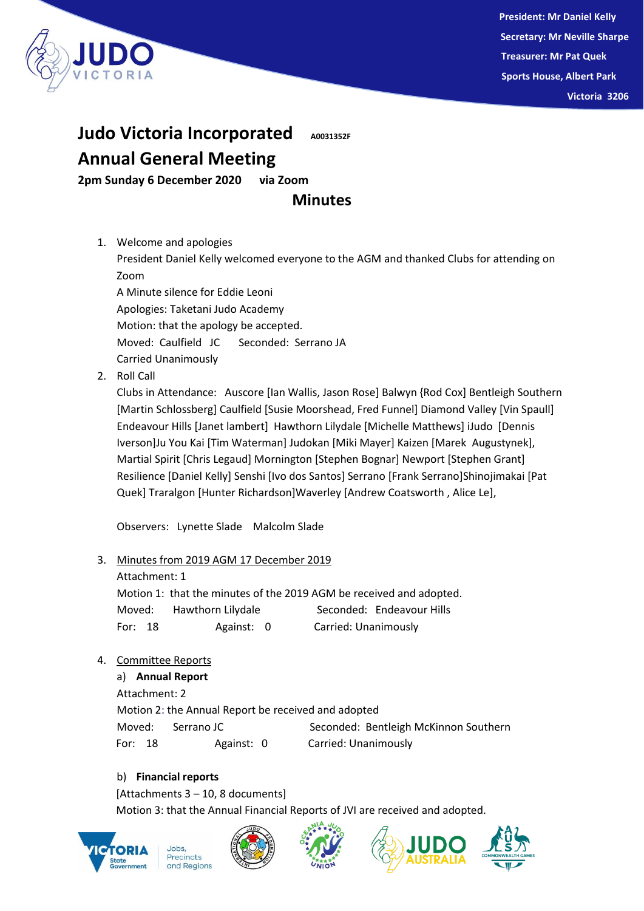President: Mr Daniel Kelly
Secretary: Mr Neville Sharpe
Treasurer: Mr Pat Quek
Sports House, Albert Park
Victoria 3206

# Judo Victoria Incorporated A0031352F

# Annual General Meeting

**2pm Sunday 6 December 2020 via Zoom**

## Minutes

1. Welcome and apologies
   President Daniel Kelly welcomed everyone to the AGM and thanked Clubs for attending on Zoom
   A Minute silence for Eddie Leoni
   Apologies: Taketani Judo Academy
   Motion: that the apology be accepted.
   Moved: Caulfield JC Seconded: Serrano JA
   Carried Unanimously

2. Roll Call
   Clubs in Attendance: Auscore [Ian Wallis, Jason Rose] Balwyn {Rod Cox] Bentleigh Southern [Martin Schlossberg] Caulfield [Susie Moorshead, Fred Funnel] Diamond Valley [Vin Spaull] Endeavour Hills [Janet lambert] Hawthorn Lilydale [Michelle Matthews] iJudo [Dennis Iverson]Ju You Kai [Tim Waterman] Judokan [Miki Mayer] Kaizen [Marek Augustynek], Martial Spirit [Chris Legaud] Mornington [Stephen Bognar] Newport [Stephen Grant] Resilience [Daniel Kelly] Senshi [Ivo dos Santos] Serrano [Frank Serrano]Shinojimakai [Pat Quek] Traralgon [Hunter Richardson]Waverley [Andrew Coatsworth , Alice Le],

   Observers: Lynette Slade Malcolm Slade

3. Minutes from 2019 AGM 17 December 2019
   Attachment: 1
   Motion 1: that the minutes of the 2019 AGM be received and adopted.
   Moved: Hawthorn Lilydale Seconded: Endeavour Hills
   For: 18 Against: 0 Carried: Unanimously

4. Committee Reports
   a) **Annual Report**
   Attachment: 2
   Motion 2: the Annual Report be received and adopted
   Moved: Serrano JC Seconded: Bentleigh McKinnon Southern
   For: 18 Against: 0 Carried: Unanimously

   b) **Financial reports**
   [Attachments 3 – 10, 8 documents]
   Motion 3: that the Annual Financial Reports of JVI are received and adopted.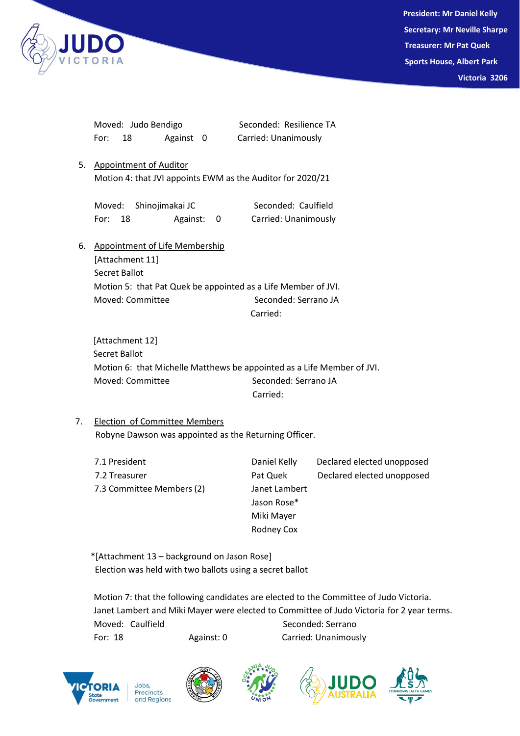Moved: Judo Bendigo Seconded: Resilience TA
For: 18 Against 0 Carried: Unanimously

5. Appointment of Auditor
   Motion 4: that JVI appoints EWM as the Auditor for 2020/21

   Moved: Shinojimakai JC Seconded: Caulfield
   For: 18 Against: 0 Carried: Unanimously

6. Appointment of Life Membership
   [Attachment 11]
   Secret Ballot
   Motion 5: that Pat Quek be appointed as a Life Member of JVI.
   Moved: Committee Seconded: Serrano JA
   Carried:

   [Attachment 12]
   Secret Ballot
   Motion 6: that Michelle Matthews be appointed as a Life Member of JVI.
   Moved: Committee Seconded: Serrano JA
   Carried:

7. Election of Committee Members
   Robyne Dawson was appointed as the Returning Officer.

| | | |
|---|---|---|
| 7.1 President | Daniel Kelly | Declared elected unopposed |
| 7.2 Treasurer | Pat Quek | Declared elected unopposed |
| 7.3 Committee Members (2) | Janet Lambert | |
| | Jason Rose* | |
| | Miki Mayer | |
| | Rodney Cox | |

*[Attachment 13 – background on Jason Rose]
Election was held with two ballots using a secret ballot

Motion 7: that the following candidates are elected to the Committee of Judo Victoria.
Janet Lambert and Miki Mayer were elected to Committee of Judo Victoria for 2 year terms.
Moved: Caulfield Seconded: Serrano
For: 18 Against: 0 Carried: Unanimously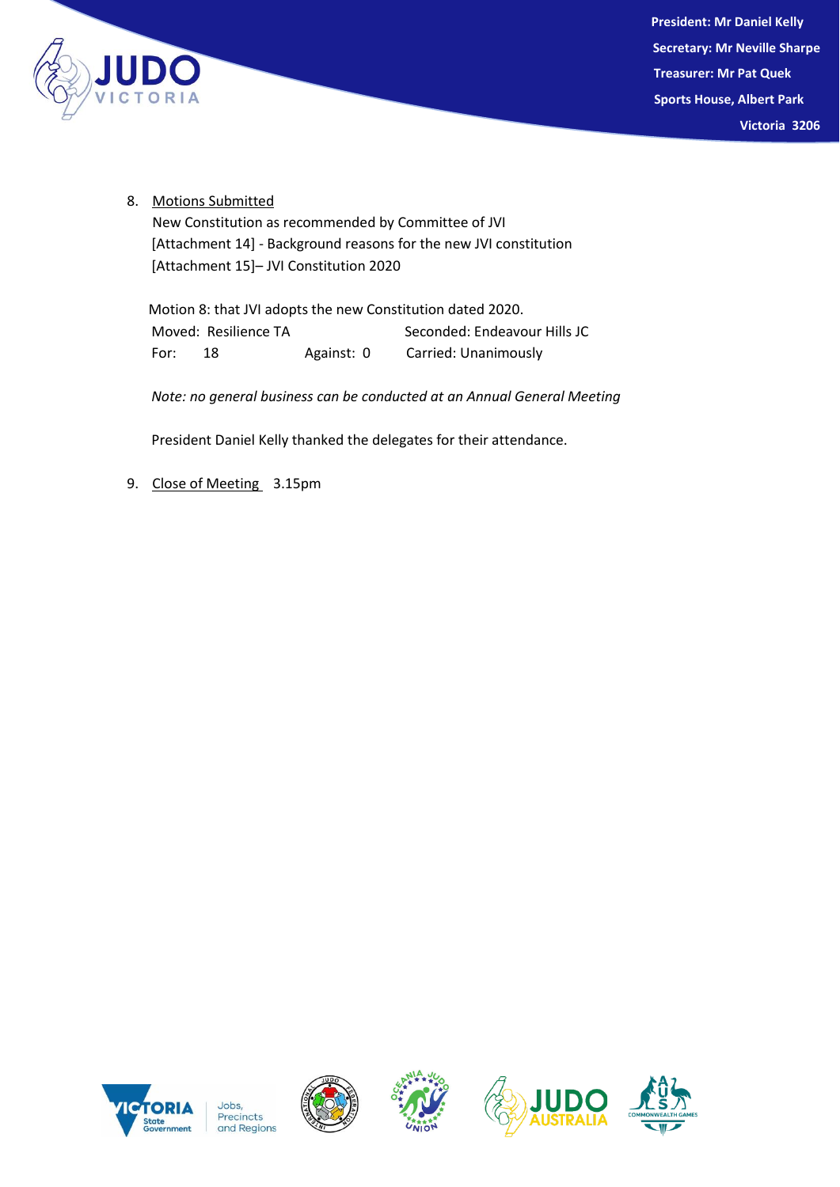8. Motions Submitted
   New Constitution as recommended by Committee of JVI
   [Attachment 14] - Background reasons for the new JVI constitution
   [Attachment 15]– JVI Constitution 2020

   Motion 8: that JVI adopts the new Constitution dated 2020.
   Moved: Resilience TA Seconded: Endeavour Hills JC
   For: 18 Against: 0 Carried: Unanimously

   *Note: no general business can be conducted at an Annual General Meeting*

   President Daniel Kelly thanked the delegates for their attendance.

9. Close of Meeting 3.15pm